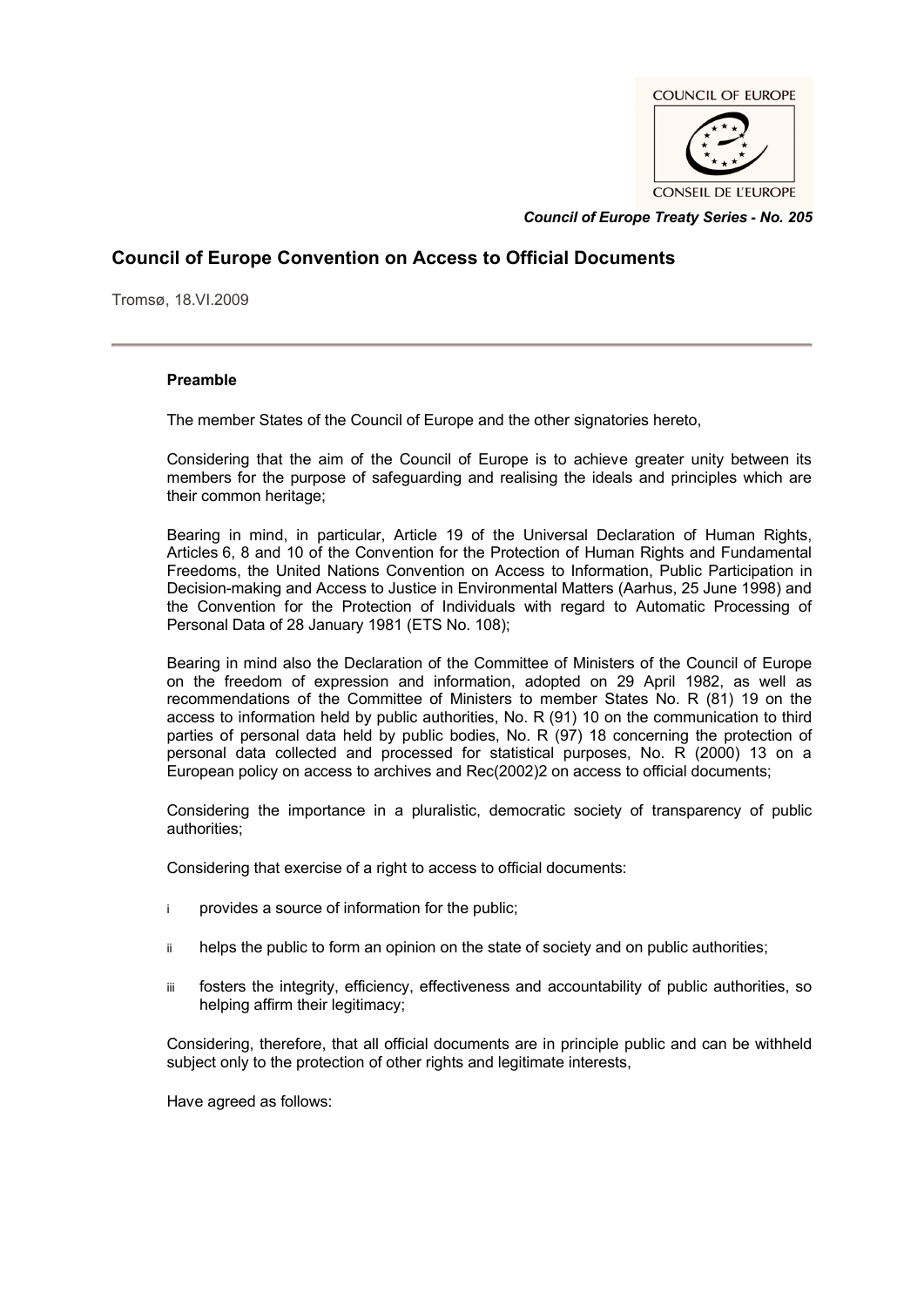COUNCIL OF EUROPE

CONSEIL DE L'EUROPE

***Council of Europe Treaty Series - No. 205***

## Council of Europe Convention on Access to Official Documents

Tromsø, 18.VI.2009

### Preamble

The member States of the Council of Europe and the other signatories hereto,

Considering that the aim of the Council of Europe is to achieve greater unity between its members for the purpose of safeguarding and realising the ideals and principles which are their common heritage;

Bearing in mind, in particular, Article 19 of the Universal Declaration of Human Rights, Articles 6, 8 and 10 of the Convention for the Protection of Human Rights and Fundamental Freedoms, the United Nations Convention on Access to Information, Public Participation in Decision-making and Access to Justice in Environmental Matters (Aarhus, 25 June 1998) and the Convention for the Protection of Individuals with regard to Automatic Processing of Personal Data of 28 January 1981 (ETS No. 108);

Bearing in mind also the Declaration of the Committee of Ministers of the Council of Europe on the freedom of expression and information, adopted on 29 April 1982, as well as recommendations of the Committee of Ministers to member States No. R (81) 19 on the access to information held by public authorities, No. R (91) 10 on the communication to third parties of personal data held by public bodies, No. R (97) 18 concerning the protection of personal data collected and processed for statistical purposes, No. R (2000) 13 on a European policy on access to archives and Rec(2002)2 on access to official documents;

Considering the importance in a pluralistic, democratic society of transparency of public authorities;

Considering that exercise of a right to access to official documents:

i provides a source of information for the public;

ii helps the public to form an opinion on the state of society and on public authorities;

iii fosters the integrity, efficiency, effectiveness and accountability of public authorities, so helping affirm their legitimacy;

Considering, therefore, that all official documents are in principle public and can be withheld subject only to the protection of other rights and legitimate interests,

Have agreed as follows: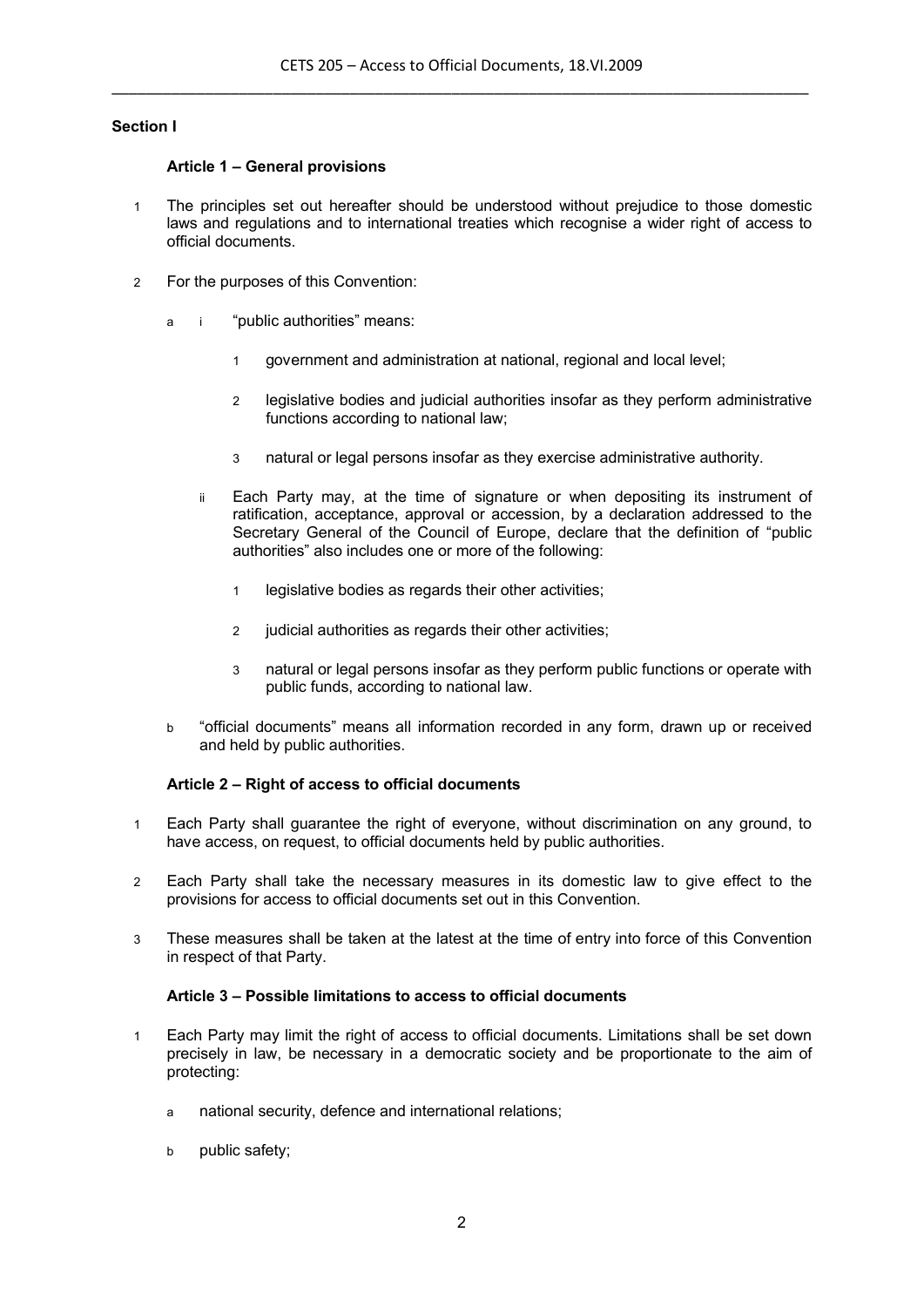**Section I**

**Article 1 – General provisions**

1 The principles set out hereafter should be understood without prejudice to those domestic laws and regulations and to international treaties which recognise a wider right of access to official documents.

2 For the purposes of this Convention:

a i "public authorities" means:

1 government and administration at national, regional and local level;

2 legislative bodies and judicial authorities insofar as they perform administrative functions according to national law;

3 natural or legal persons insofar as they exercise administrative authority.

ii Each Party may, at the time of signature or when depositing its instrument of ratification, acceptance, approval or accession, by a declaration addressed to the Secretary General of the Council of Europe, declare that the definition of "public authorities" also includes one or more of the following:

1 legislative bodies as regards their other activities;

2 judicial authorities as regards their other activities;

3 natural or legal persons insofar as they perform public functions or operate with public funds, according to national law.

b "official documents" means all information recorded in any form, drawn up or received and held by public authorities.

**Article 2 – Right of access to official documents**

1 Each Party shall guarantee the right of everyone, without discrimination on any ground, to have access, on request, to official documents held by public authorities.

2 Each Party shall take the necessary measures in its domestic law to give effect to the provisions for access to official documents set out in this Convention.

3 These measures shall be taken at the latest at the time of entry into force of this Convention in respect of that Party.

**Article 3 – Possible limitations to access to official documents**

1 Each Party may limit the right of access to official documents. Limitations shall be set down precisely in law, be necessary in a democratic society and be proportionate to the aim of protecting:

a national security, defence and international relations;

b public safety;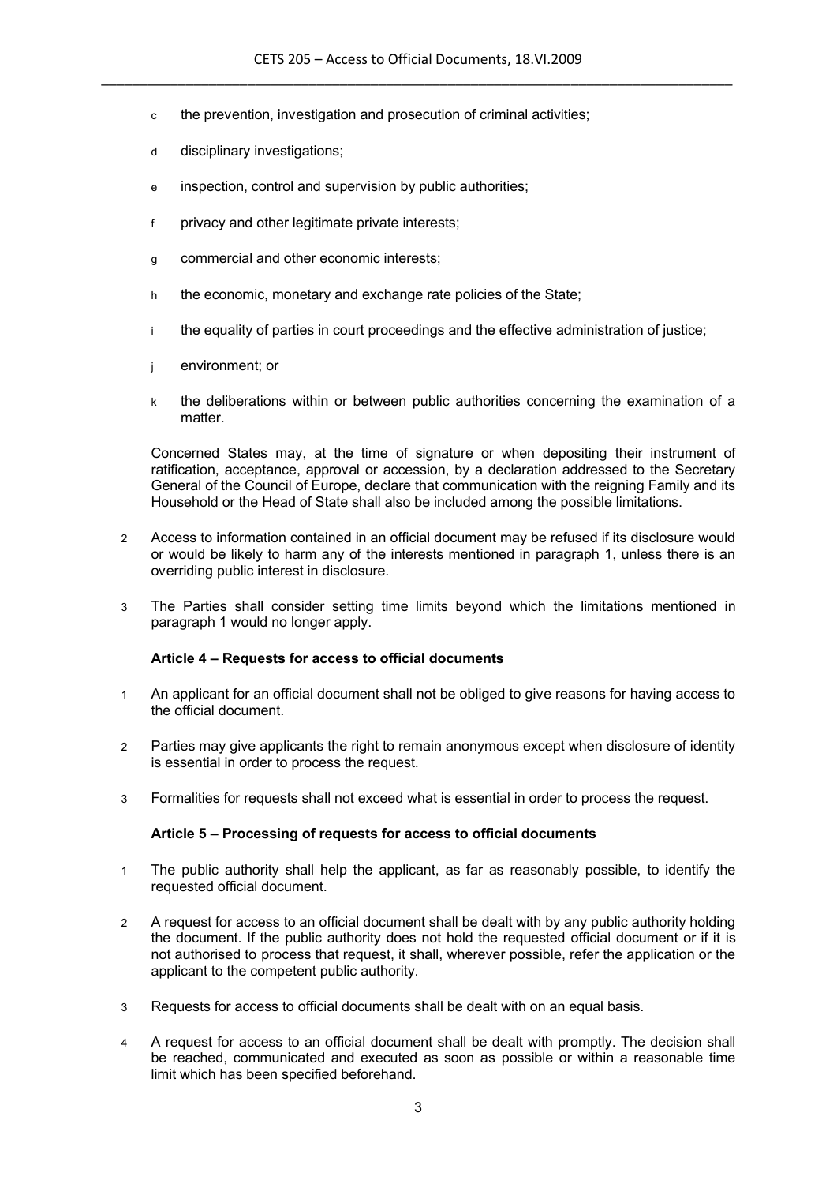c the prevention, investigation and prosecution of criminal activities;

d disciplinary investigations;

e inspection, control and supervision by public authorities;

f privacy and other legitimate private interests;

g commercial and other economic interests;

h the economic, monetary and exchange rate policies of the State;

i the equality of parties in court proceedings and the effective administration of justice;

j environment; or

k the deliberations within or between public authorities concerning the examination of a matter.

Concerned States may, at the time of signature or when depositing their instrument of ratification, acceptance, approval or accession, by a declaration addressed to the Secretary General of the Council of Europe, declare that communication with the reigning Family and its Household or the Head of State shall also be included among the possible limitations.

2 Access to information contained in an official document may be refused if its disclosure would or would be likely to harm any of the interests mentioned in paragraph 1, unless there is an overriding public interest in disclosure.

3 The Parties shall consider setting time limits beyond which the limitations mentioned in paragraph 1 would no longer apply.

**Article 4 – Requests for access to official documents**

1 An applicant for an official document shall not be obliged to give reasons for having access to the official document.

2 Parties may give applicants the right to remain anonymous except when disclosure of identity is essential in order to process the request.

3 Formalities for requests shall not exceed what is essential in order to process the request.

**Article 5 – Processing of requests for access to official documents**

1 The public authority shall help the applicant, as far as reasonably possible, to identify the requested official document.

2 A request for access to an official document shall be dealt with by any public authority holding the document. If the public authority does not hold the requested official document or if it is not authorised to process that request, it shall, wherever possible, refer the application or the applicant to the competent public authority.

3 Requests for access to official documents shall be dealt with on an equal basis.

4 A request for access to an official document shall be dealt with promptly. The decision shall be reached, communicated and executed as soon as possible or within a reasonable time limit which has been specified beforehand.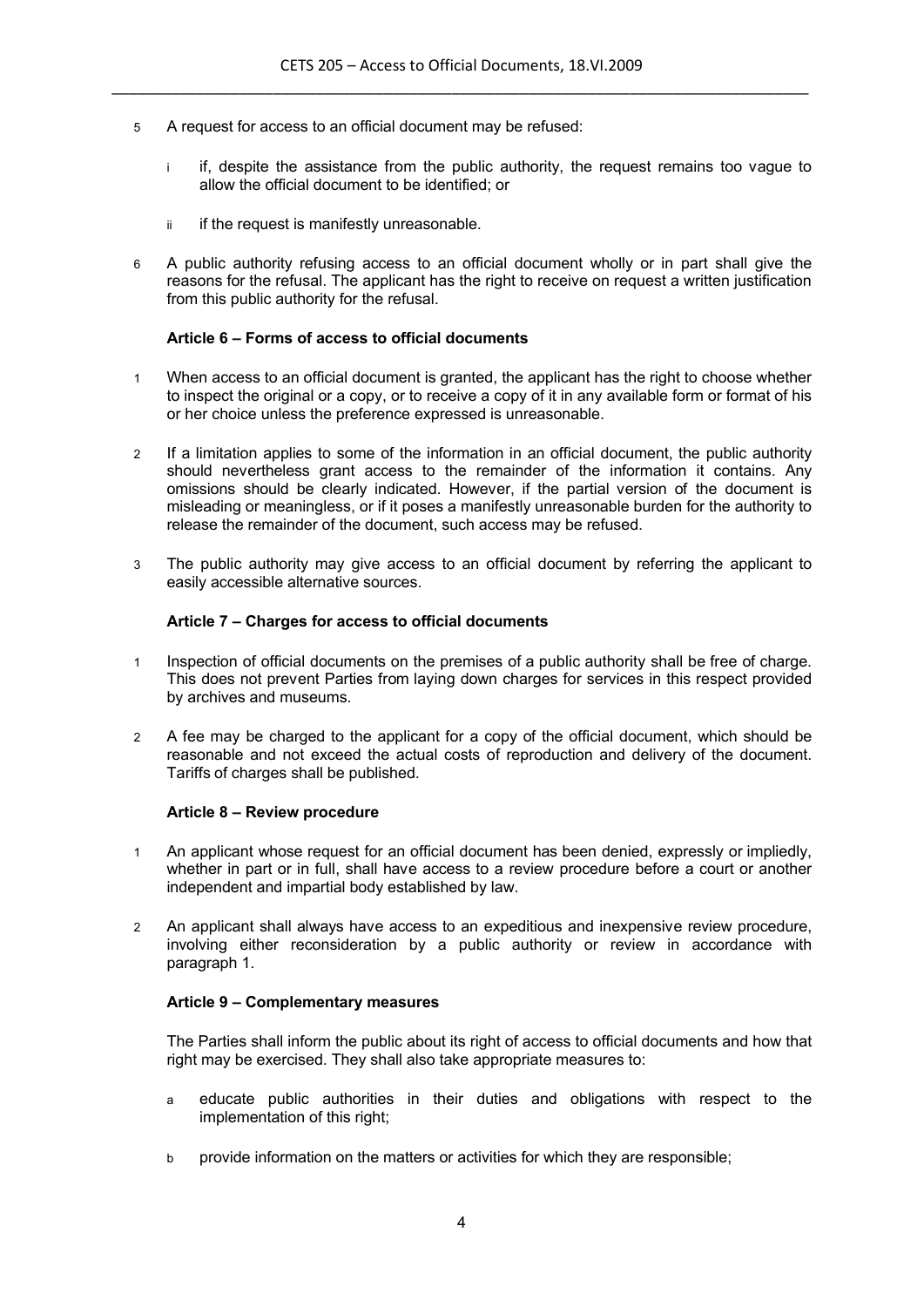5 A request for access to an official document may be refused:

   i if, despite the assistance from the public authority, the request remains too vague to allow the official document to be identified; or

   ii if the request is manifestly unreasonable.

6 A public authority refusing access to an official document wholly or in part shall give the reasons for the refusal. The applicant has the right to receive on request a written justification from this public authority for the refusal.

### Article 6 – Forms of access to official documents

1 When access to an official document is granted, the applicant has the right to choose whether to inspect the original or a copy, or to receive a copy of it in any available form or format of his or her choice unless the preference expressed is unreasonable.

2 If a limitation applies to some of the information in an official document, the public authority should nevertheless grant access to the remainder of the information it contains. Any omissions should be clearly indicated. However, if the partial version of the document is misleading or meaningless, or if it poses a manifestly unreasonable burden for the authority to release the remainder of the document, such access may be refused.

3 The public authority may give access to an official document by referring the applicant to easily accessible alternative sources.

### Article 7 – Charges for access to official documents

1 Inspection of official documents on the premises of a public authority shall be free of charge. This does not prevent Parties from laying down charges for services in this respect provided by archives and museums.

2 A fee may be charged to the applicant for a copy of the official document, which should be reasonable and not exceed the actual costs of reproduction and delivery of the document. Tariffs of charges shall be published.

### Article 8 – Review procedure

1 An applicant whose request for an official document has been denied, expressly or impliedly, whether in part or in full, shall have access to a review procedure before a court or another independent and impartial body established by law.

2 An applicant shall always have access to an expeditious and inexpensive review procedure, involving either reconsideration by a public authority or review in accordance with paragraph 1.

### Article 9 – Complementary measures

The Parties shall inform the public about its right of access to official documents and how that right may be exercised. They shall also take appropriate measures to:

   a educate public authorities in their duties and obligations with respect to the implementation of this right;

   b provide information on the matters or activities for which they are responsible;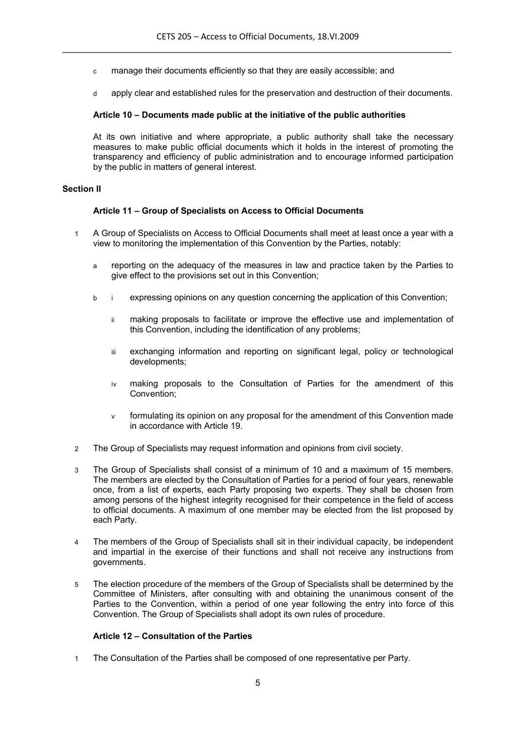c manage their documents efficiently so that they are easily accessible; and

d apply clear and established rules for the preservation and destruction of their documents.

**Article 10 – Documents made public at the initiative of the public authorities**

At its own initiative and where appropriate, a public authority shall take the necessary measures to make public official documents which it holds in the interest of promoting the transparency and efficiency of public administration and to encourage informed participation by the public in matters of general interest.

**Section II**

**Article 11 – Group of Specialists on Access to Official Documents**

1 A Group of Specialists on Access to Official Documents shall meet at least once a year with a view to monitoring the implementation of this Convention by the Parties, notably:

   a reporting on the adequacy of the measures in law and practice taken by the Parties to give effect to the provisions set out in this Convention;

   b i expressing opinions on any question concerning the application of this Convention;

      ii making proposals to facilitate or improve the effective use and implementation of this Convention, including the identification of any problems;

      iii exchanging information and reporting on significant legal, policy or technological developments;

      iv making proposals to the Consultation of Parties for the amendment of this Convention;

      v formulating its opinion on any proposal for the amendment of this Convention made in accordance with Article 19.

2 The Group of Specialists may request information and opinions from civil society.

3 The Group of Specialists shall consist of a minimum of 10 and a maximum of 15 members. The members are elected by the Consultation of Parties for a period of four years, renewable once, from a list of experts, each Party proposing two experts. They shall be chosen from among persons of the highest integrity recognised for their competence in the field of access to official documents. A maximum of one member may be elected from the list proposed by each Party.

4 The members of the Group of Specialists shall sit in their individual capacity, be independent and impartial in the exercise of their functions and shall not receive any instructions from governments.

5 The election procedure of the members of the Group of Specialists shall be determined by the Committee of Ministers, after consulting with and obtaining the unanimous consent of the Parties to the Convention, within a period of one year following the entry into force of this Convention. The Group of Specialists shall adopt its own rules of procedure.

**Article 12 – Consultation of the Parties**

1 The Consultation of the Parties shall be composed of one representative per Party.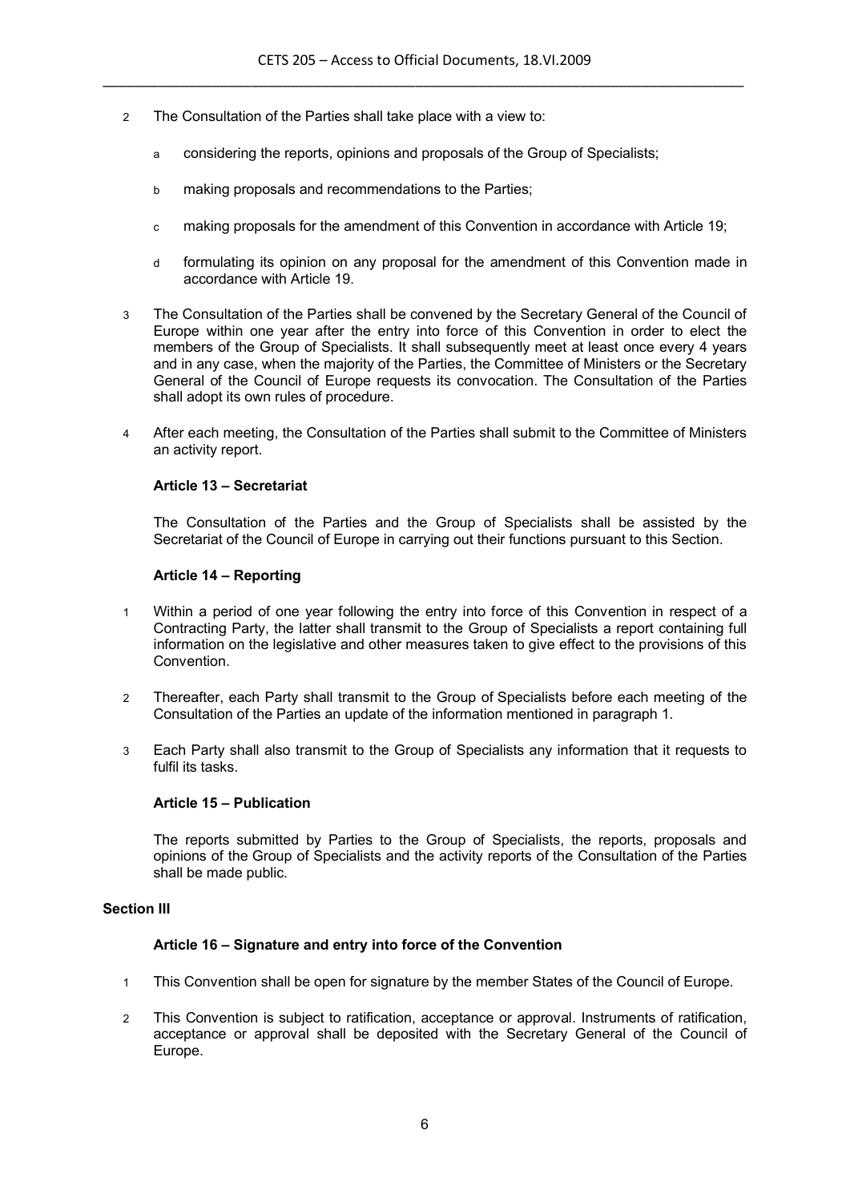2 The Consultation of the Parties shall take place with a view to:

   a considering the reports, opinions and proposals of the Group of Specialists;

   b making proposals and recommendations to the Parties;

   c making proposals for the amendment of this Convention in accordance with Article 19;

   d formulating its opinion on any proposal for the amendment of this Convention made in accordance with Article 19.

3 The Consultation of the Parties shall be convened by the Secretary General of the Council of Europe within one year after the entry into force of this Convention in order to elect the members of the Group of Specialists. It shall subsequently meet at least once every 4 years and in any case, when the majority of the Parties, the Committee of Ministers or the Secretary General of the Council of Europe requests its convocation. The Consultation of the Parties shall adopt its own rules of procedure.

4 After each meeting, the Consultation of the Parties shall submit to the Committee of Ministers an activity report.

### Article 13 – Secretariat

The Consultation of the Parties and the Group of Specialists shall be assisted by the Secretariat of the Council of Europe in carrying out their functions pursuant to this Section.

### Article 14 – Reporting

1 Within a period of one year following the entry into force of this Convention in respect of a Contracting Party, the latter shall transmit to the Group of Specialists a report containing full information on the legislative and other measures taken to give effect to the provisions of this Convention.

2 Thereafter, each Party shall transmit to the Group of Specialists before each meeting of the Consultation of the Parties an update of the information mentioned in paragraph 1.

3 Each Party shall also transmit to the Group of Specialists any information that it requests to fulfil its tasks.

### Article 15 – Publication

The reports submitted by Parties to the Group of Specialists, the reports, proposals and opinions of the Group of Specialists and the activity reports of the Consultation of the Parties shall be made public.

## Section III

### Article 16 – Signature and entry into force of the Convention

1 This Convention shall be open for signature by the member States of the Council of Europe.

2 This Convention is subject to ratification, acceptance or approval. Instruments of ratification, acceptance or approval shall be deposited with the Secretary General of the Council of Europe.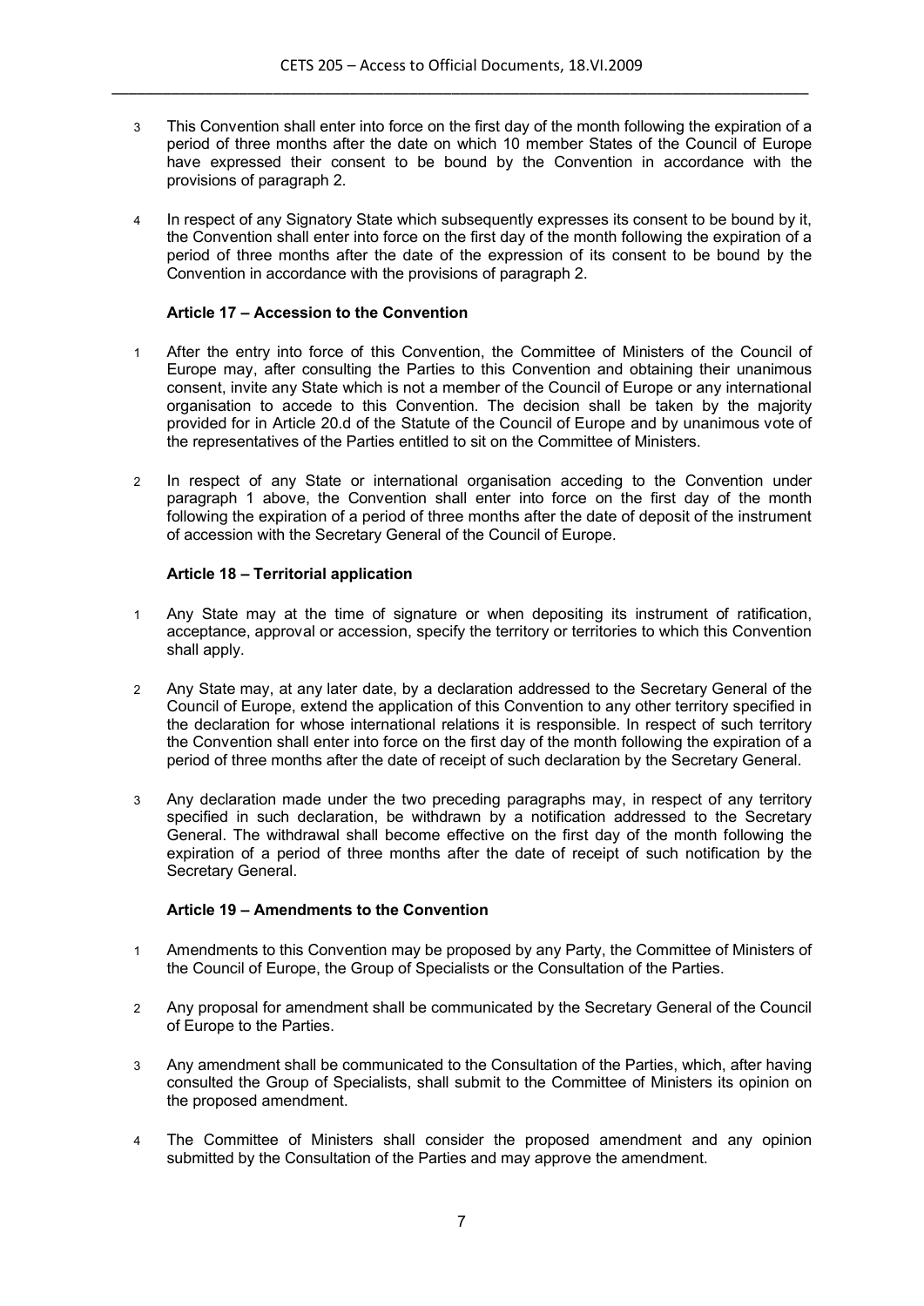3 This Convention shall enter into force on the first day of the month following the expiration of a period of three months after the date on which 10 member States of the Council of Europe have expressed their consent to be bound by the Convention in accordance with the provisions of paragraph 2.

4 In respect of any Signatory State which subsequently expresses its consent to be bound by it, the Convention shall enter into force on the first day of the month following the expiration of a period of three months after the date of the expression of its consent to be bound by the Convention in accordance with the provisions of paragraph 2.

**Article 17 – Accession to the Convention**

1 After the entry into force of this Convention, the Committee of Ministers of the Council of Europe may, after consulting the Parties to this Convention and obtaining their unanimous consent, invite any State which is not a member of the Council of Europe or any international organisation to accede to this Convention. The decision shall be taken by the majority provided for in Article 20.d of the Statute of the Council of Europe and by unanimous vote of the representatives of the Parties entitled to sit on the Committee of Ministers.

2 In respect of any State or international organisation acceding to the Convention under paragraph 1 above, the Convention shall enter into force on the first day of the month following the expiration of a period of three months after the date of deposit of the instrument of accession with the Secretary General of the Council of Europe.

**Article 18 – Territorial application**

1 Any State may at the time of signature or when depositing its instrument of ratification, acceptance, approval or accession, specify the territory or territories to which this Convention shall apply.

2 Any State may, at any later date, by a declaration addressed to the Secretary General of the Council of Europe, extend the application of this Convention to any other territory specified in the declaration for whose international relations it is responsible. In respect of such territory the Convention shall enter into force on the first day of the month following the expiration of a period of three months after the date of receipt of such declaration by the Secretary General.

3 Any declaration made under the two preceding paragraphs may, in respect of any territory specified in such declaration, be withdrawn by a notification addressed to the Secretary General. The withdrawal shall become effective on the first day of the month following the expiration of a period of three months after the date of receipt of such notification by the Secretary General.

**Article 19 – Amendments to the Convention**

1 Amendments to this Convention may be proposed by any Party, the Committee of Ministers of the Council of Europe, the Group of Specialists or the Consultation of the Parties.

2 Any proposal for amendment shall be communicated by the Secretary General of the Council of Europe to the Parties.

3 Any amendment shall be communicated to the Consultation of the Parties, which, after having consulted the Group of Specialists, shall submit to the Committee of Ministers its opinion on the proposed amendment.

4 The Committee of Ministers shall consider the proposed amendment and any opinion submitted by the Consultation of the Parties and may approve the amendment.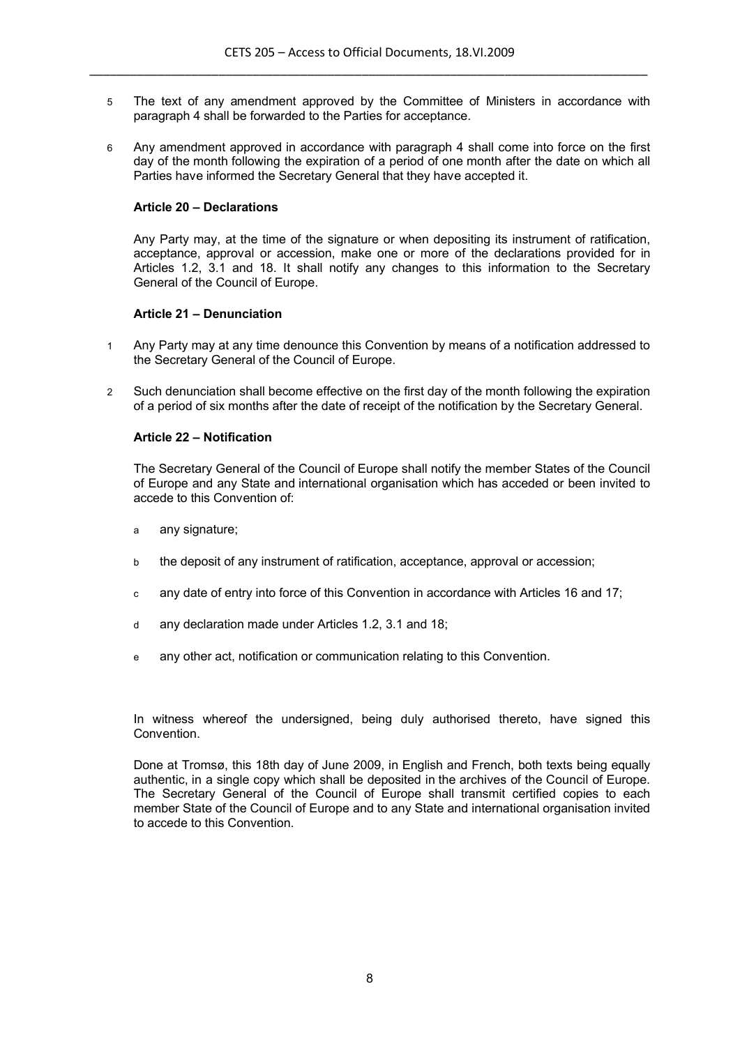5 The text of any amendment approved by the Committee of Ministers in accordance with paragraph 4 shall be forwarded to the Parties for acceptance.

6 Any amendment approved in accordance with paragraph 4 shall come into force on the first day of the month following the expiration of a period of one month after the date on which all Parties have informed the Secretary General that they have accepted it.

**Article 20 – Declarations**

Any Party may, at the time of the signature or when depositing its instrument of ratification, acceptance, approval or accession, make one or more of the declarations provided for in Articles 1.2, 3.1 and 18. It shall notify any changes to this information to the Secretary General of the Council of Europe.

**Article 21 – Denunciation**

1 Any Party may at any time denounce this Convention by means of a notification addressed to the Secretary General of the Council of Europe.

2 Such denunciation shall become effective on the first day of the month following the expiration of a period of six months after the date of receipt of the notification by the Secretary General.

**Article 22 – Notification**

The Secretary General of the Council of Europe shall notify the member States of the Council of Europe and any State and international organisation which has acceded or been invited to accede to this Convention of:

a any signature;

b the deposit of any instrument of ratification, acceptance, approval or accession;

c any date of entry into force of this Convention in accordance with Articles 16 and 17;

d any declaration made under Articles 1.2, 3.1 and 18;

e any other act, notification or communication relating to this Convention.

In witness whereof the undersigned, being duly authorised thereto, have signed this Convention.

Done at Tromsø, this 18th day of June 2009, in English and French, both texts being equally authentic, in a single copy which shall be deposited in the archives of the Council of Europe. The Secretary General of the Council of Europe shall transmit certified copies to each member State of the Council of Europe and to any State and international organisation invited to accede to this Convention.